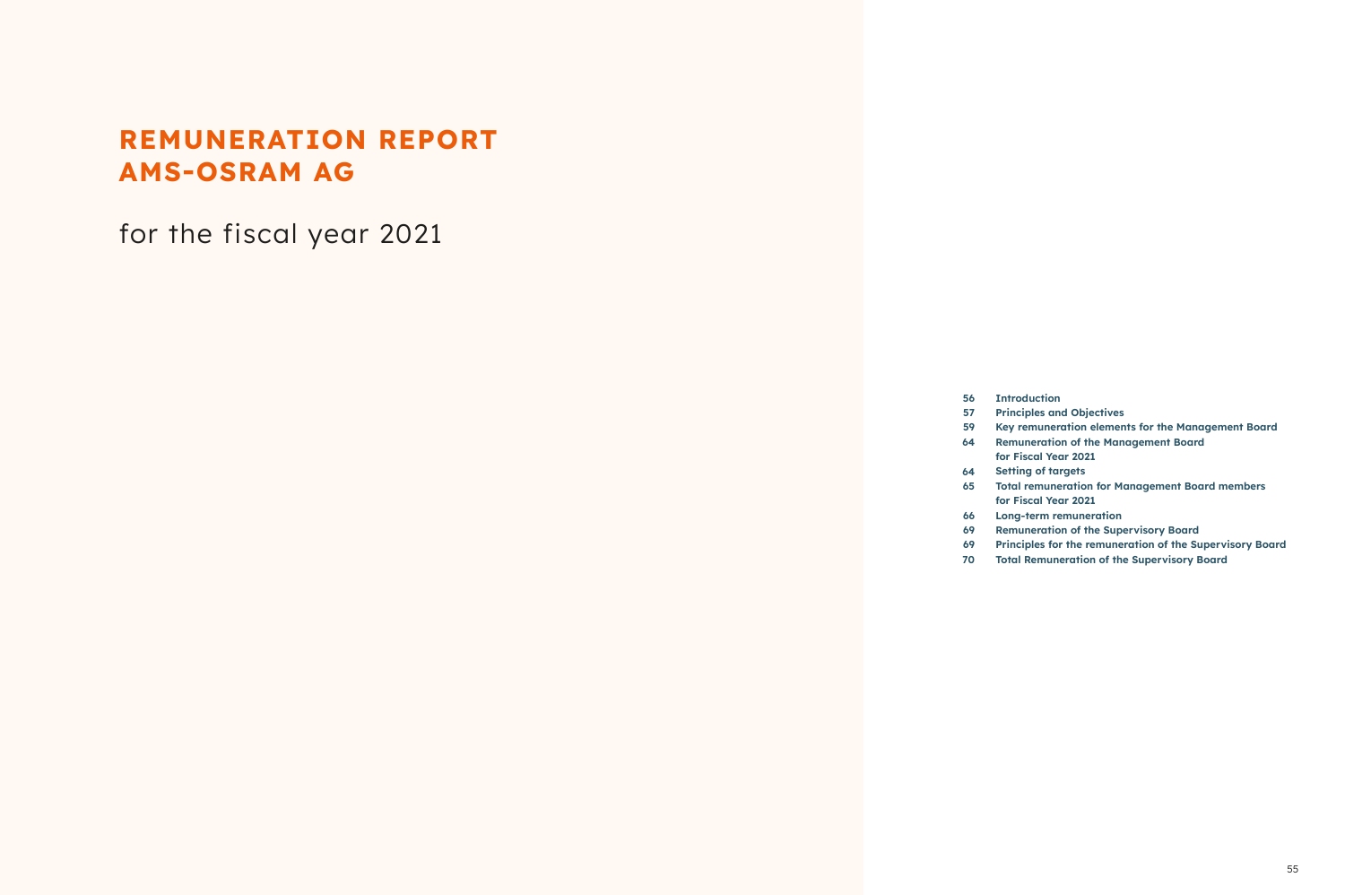# REMUNERATION REPORT AMS-OSRAM AG

for the fiscal year 2021

| | |
|---|---|
| 56 | **Introduction** |
| 57 | **Principles and Objectives** |
| 59 | **Key remuneration elements for the Management Board** |
| 64 | **Remuneration of the Management Board for Fiscal Year 2021** |
| 64 | **Setting of targets** |
| 65 | **Total remuneration for Management Board members for Fiscal Year 2021** |
| 66 | **Long-term remuneration** |
| 69 | **Remuneration of the Supervisory Board** |
| 69 | **Principles for the remuneration of the Supervisory Board** |
| 70 | **Total Remuneration of the Supervisory Board** |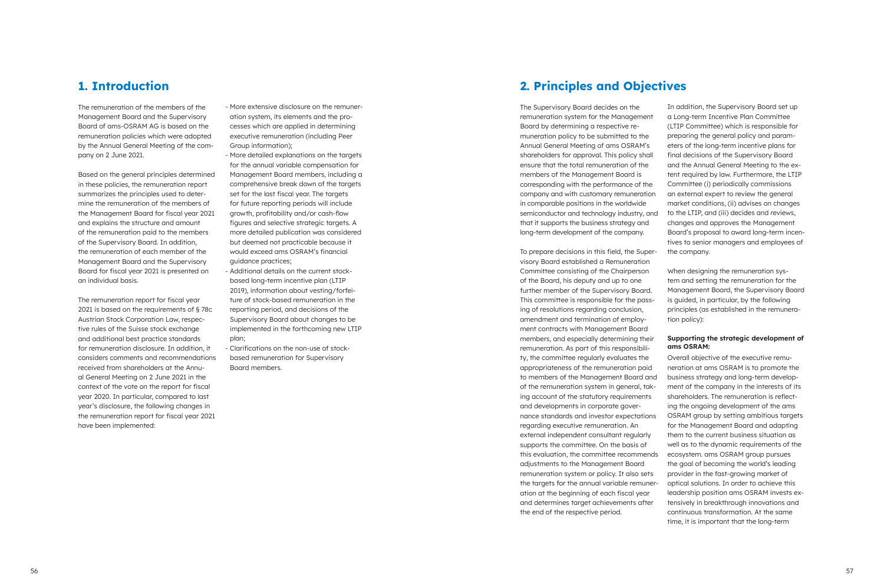## 1. Introduction

The remuneration of the members of the Management Board and the Supervisory Board of ams-OSRAM AG is based on the remuneration policies which were adopted by the Annual General Meeting of the company on 2 June 2021.

Based on the general principles determined in these policies, the remuneration report summarizes the principles used to determine the remuneration of the members of the Management Board for fiscal year 2021 and explains the structure and amount of the remuneration paid to the members of the Supervisory Board. In addition, the remuneration of each member of the Management Board and the Supervisory Board for fiscal year 2021 is presented on an individual basis.

The remuneration report for fiscal year 2021 is based on the requirements of § 78c Austrian Stock Corporation Law, respective rules of the Suisse stock exchange and additional best practice standards for remuneration disclosure. In addition, it considers comments and recommendations received from shareholders at the Annual General Meeting on 2 June 2021 in the context of the vote on the report for fiscal year 2020. In particular, compared to last year's disclosure, the following changes in the remuneration report for fiscal year 2021 have been implemented:

- More extensive disclosure on the remuneration system, its elements and the processes which are applied in determining executive remuneration (including Peer Group information);
- More detailed explanations on the targets for the annual variable compensation for Management Board members, including a comprehensive break down of the targets set for the last fiscal year. The targets for future reporting periods will include growth, profitability and/or cash-flow figures and selective strategic targets. A more detailed publication was considered but deemed not practicable because it would exceed ams OSRAM's financial guidance practices;
- Additional details on the current stock-based long-term incentive plan (LTIP 2019), information about vesting/forfeiture of stock-based remuneration in the reporting period, and decisions of the Supervisory Board about changes to be implemented in the forthcoming new LTIP plan;
- Clarifications on the non-use of stock-based remuneration for Supervisory Board members.

## 2. Principles and Objectives

The Supervisory Board decides on the remuneration system for the Management Board by determining a respective remuneration policy to be submitted to the Annual General Meeting of ams OSRAM's shareholders for approval. This policy shall ensure that the total remuneration of the members of the Management Board is corresponding with the performance of the company and with customary remuneration in comparable positions in the worldwide semiconductor and technology industry, and that it supports the business strategy and long-term development of the company.

To prepare decisions in this field, the Supervisory Board established a Remuneration Committee consisting of the Chairperson of the Board, his deputy and up to one further member of the Supervisory Board. This committee is responsible for the passing of resolutions regarding conclusion, amendment and termination of employment contracts with Management Board members, and especially determining their remuneration. As part of this responsibility, the committee regularly evaluates the appropriateness of the remuneration paid to members of the Management Board and of the remuneration system in general, taking account of the statutory requirements and developments in corporate governance standards and investor expectations regarding executive remuneration. An external independent consultant regularly supports the committee. On the basis of this evaluation, the committee recommends adjustments to the Management Board remuneration system or policy. It also sets the targets for the annual variable remuneration at the beginning of each fiscal year and determines target achievements after the end of the respective period.

In addition, the Supervisory Board set up a Long-term Incentive Plan Committee (LTIP Committee) which is responsible for preparing the general policy and parameters of the long-term incentive plans for final decisions of the Supervisory Board and the Annual General Meeting to the extent required by law. Furthermore, the LTIP Committee (i) periodically commissions an external expert to review the general market conditions, (ii) advises on changes to the LTIP, and (iii) decides and reviews, changes and approves the Management Board's proposal to award long-term incentives to senior managers and employees of the company.

When designing the remuneration system and setting the remuneration for the Management Board, the Supervisory Board is guided, in particular, by the following principles (as established in the remuneration policy):

**Supporting the strategic development of ams OSRAM:**

Overall objective of the executive remuneration at ams OSRAM is to promote the business strategy and long-term development of the company in the interests of its shareholders. The remuneration is reflecting the ongoing development of the ams OSRAM group by setting ambitious targets for the Management Board and adapting them to the current business situation as well as to the dynamic requirements of the ecosystem. ams OSRAM group pursues the goal of becoming the world's leading provider in the fast-growing market of optical solutions. In order to achieve this leadership position ams OSRAM invests extensively in breakthrough innovations and continuous transformation. At the same time, it is important that the long-term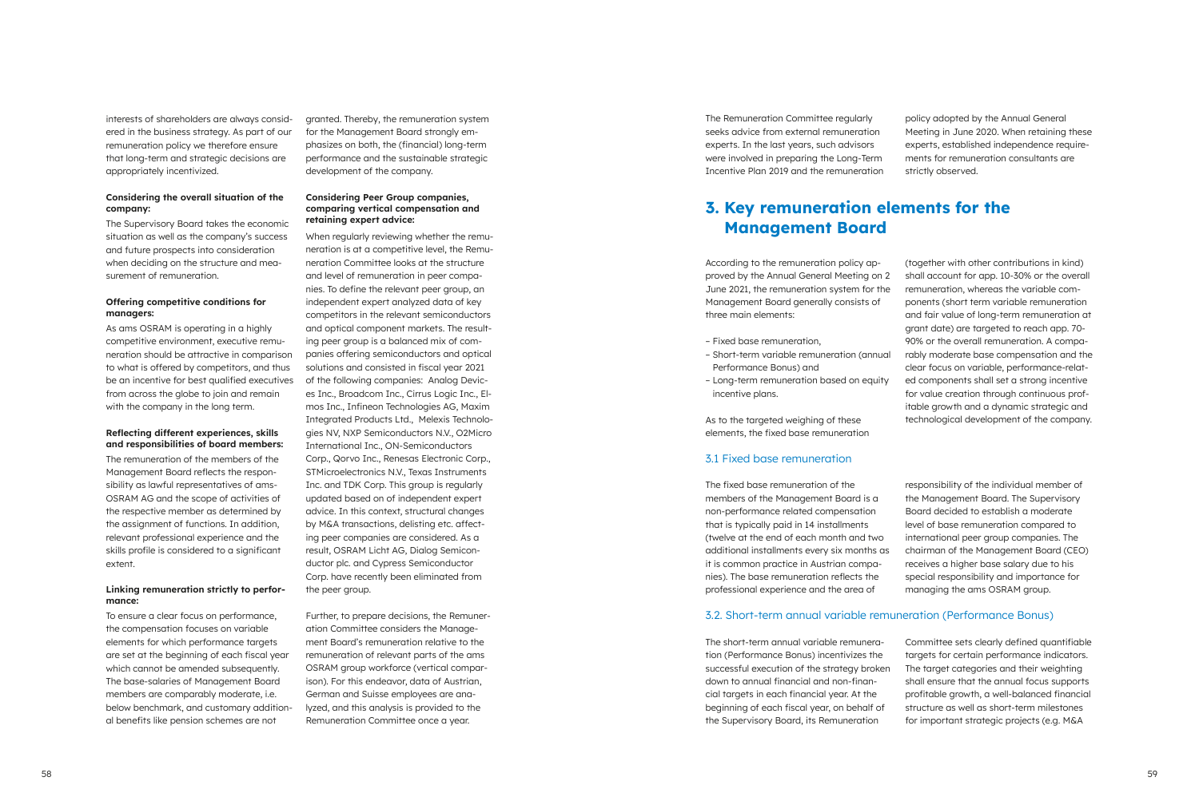interests of shareholders are always considered in the business strategy. As part of our remuneration policy we therefore ensure that long-term and strategic decisions are appropriately incentivized.

**Considering the overall situation of the company:**

The Supervisory Board takes the economic situation as well as the company's success and future prospects into consideration when deciding on the structure and measurement of remuneration.

**Offering competitive conditions for managers:**

As ams OSRAM is operating in a highly competitive environment, executive remuneration should be attractive in comparison to what is offered by competitors, and thus be an incentive for best qualified executives from across the globe to join and remain with the company in the long term.

**Reflecting different experiences, skills and responsibilities of board members:**

The remuneration of the members of the Management Board reflects the responsibility as lawful representatives of ams-OSRAM AG and the scope of activities of the respective member as determined by the assignment of functions. In addition, relevant professional experience and the skills profile is considered to a significant extent.

**Linking remuneration strictly to performance:**

To ensure a clear focus on performance, the compensation focuses on variable elements for which performance targets are set at the beginning of each fiscal year which cannot be amended subsequently. The base-salaries of Management Board members are comparably moderate, i.e. below benchmark, and customary additional benefits like pension schemes are not granted. Thereby, the remuneration system for the Management Board strongly emphasizes on both, the (financial) long-term performance and the sustainable strategic development of the company.

**Considering Peer Group companies, comparing vertical compensation and retaining expert advice:**

When regularly reviewing whether the remuneration is at a competitive level, the Remuneration Committee looks at the structure and level of remuneration in peer companies. To define the relevant peer group, an independent expert analyzed data of key competitors in the relevant semiconductors and optical component markets. The resulting peer group is a balanced mix of companies offering semiconductors and optical solutions and consisted in fiscal year 2021 of the following companies: Analog Devices Inc., Broadcom Inc., Cirrus Logic Inc., Elmos Inc., Infineon Technologies AG, Maxim Integrated Products Ltd., Melexis Technologies NV, NXP Semiconductors N.V., O2Micro International Inc., ON-Semiconductors Corp., Qorvo Inc., Renesas Electronic Corp., STMicroelectronics N.V., Texas Instruments Inc. and TDK Corp. This group is regularly updated based on of independent expert advice. In this context, structural changes by M&A transactions, delisting etc. affecting peer companies are considered. As a result, OSRAM Licht AG, Dialog Semiconductor plc. and Cypress Semiconductor Corp. have recently been eliminated from the peer group.

Further, to prepare decisions, the Remuneration Committee considers the Management Board's remuneration relative to the remuneration of relevant parts of the ams OSRAM group workforce (vertical comparison). For this endeavor, data of Austrian, German and Suisse employees are analyzed, and this analysis is provided to the Remuneration Committee once a year.

The Remuneration Committee regularly seeks advice from external remuneration experts. In the last years, such advisors were involved in preparing the Long-Term Incentive Plan 2019 and the remuneration policy adopted by the Annual General Meeting in June 2020. When retaining these experts, established independence requirements for remuneration consultants are strictly observed.

## 3. Key remuneration elements for the Management Board

According to the remuneration policy approved by the Annual General Meeting on 2 June 2021, the remuneration system for the Management Board generally consists of three main elements:

- Fixed base remuneration,
- Short-term variable remuneration (annual Performance Bonus) and
- Long-term remuneration based on equity incentive plans.

As to the targeted weighing of these elements, the fixed base remuneration (together with other contributions in kind) shall account for app. 10-30% or the overall remuneration, whereas the variable components (short term variable remuneration and fair value of long-term remuneration at grant date) are targeted to reach app. 70-90% or the overall remuneration. A comparably moderate base compensation and the clear focus on variable, performance-related components shall set a strong incentive for value creation through continuous profitable growth and a dynamic strategic and technological development of the company.

### 3.1 Fixed base remuneration

The fixed base remuneration of the members of the Management Board is a non-performance related compensation that is typically paid in 14 installments (twelve at the end of each month and two additional installments every six months as it is common practice in Austrian companies). The base remuneration reflects the professional experience and the area of responsibility of the individual member of the Management Board. The Supervisory Board decided to establish a moderate level of base remuneration compared to international peer group companies. The chairman of the Management Board (CEO) receives a higher base salary due to his special responsibility and importance for managing the ams OSRAM group.

### 3.2. Short-term annual variable remuneration (Performance Bonus)

The short-term annual variable remuneration (Performance Bonus) incentivizes the successful execution of the strategy broken down to annual financial and non-financial targets in each financial year. At the beginning of each fiscal year, on behalf of the Supervisory Board, its Remuneration Committee sets clearly defined quantifiable targets for certain performance indicators. The target categories and their weighting shall ensure that the annual focus supports profitable growth, a well-balanced financial structure as well as short-term milestones for important strategic projects (e.g. M&A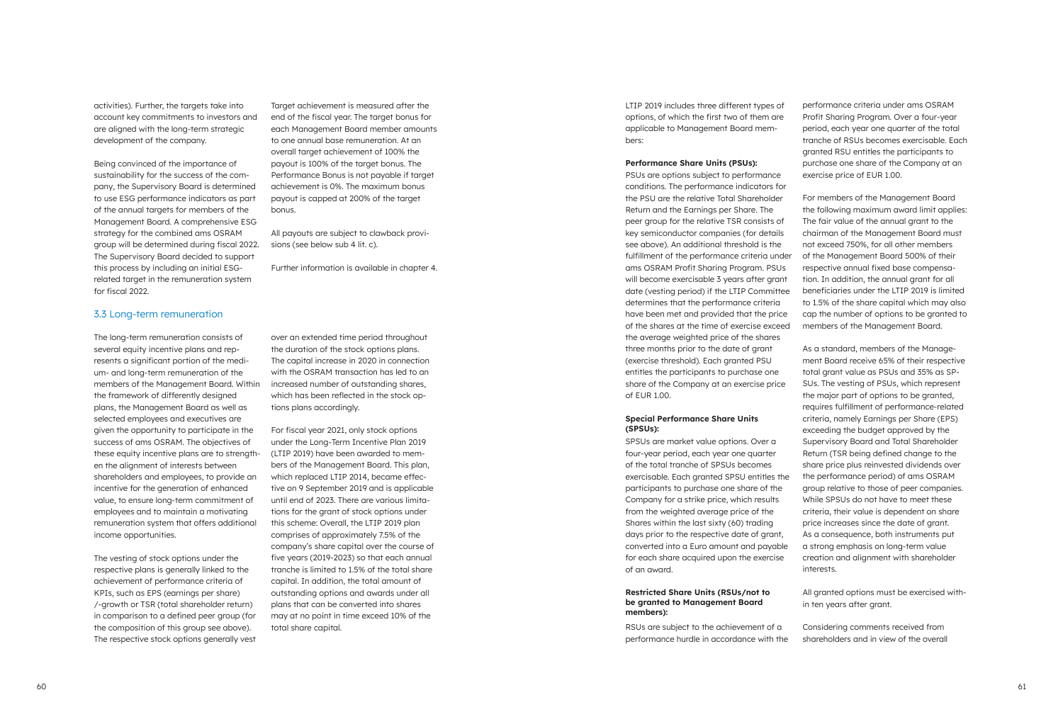activities). Further, the targets take into account key commitments to investors and are aligned with the long-term strategic development of the company.

Being convinced of the importance of sustainability for the success of the company, the Supervisory Board is determined to use ESG performance indicators as part of the annual targets for members of the Management Board. A comprehensive ESG strategy for the combined ams OSRAM group will be determined during fiscal 2022. The Supervisory Board decided to support this process by including an initial ESG-related target in the remuneration system for fiscal 2022.

Target achievement is measured after the end of the fiscal year. The target bonus for each Management Board member amounts to one annual base remuneration. At an overall target achievement of 100% the payout is 100% of the target bonus. The Performance Bonus is not payable if target achievement is 0%. The maximum bonus payout is capped at 200% of the target bonus.

All payouts are subject to clawback provisions (see below sub 4 lit. c).

Further information is available in chapter 4.

## 3.3 Long-term remuneration

The long-term remuneration consists of several equity incentive plans and represents a significant portion of the medium- and long-term remuneration of the members of the Management Board. Within the framework of differently designed plans, the Management Board as well as selected employees and executives are given the opportunity to participate in the success of ams OSRAM. The objectives of these equity incentive plans are to strengthen the alignment of interests between shareholders and employees, to provide an incentive for the generation of enhanced value, to ensure long-term commitment of employees and to maintain a motivating remuneration system that offers additional income opportunities.

The vesting of stock options under the respective plans is generally linked to the achievement of performance criteria of KPIs, such as EPS (earnings per share) /-growth or TSR (total shareholder return) in comparison to a defined peer group (for the composition of this group see above). The respective stock options generally vest over an extended time period throughout the duration of the stock options plans. The capital increase in 2020 in connection with the OSRAM transaction has led to an increased number of outstanding shares, which has been reflected in the stock options plans accordingly.

For fiscal year 2021, only stock options under the Long-Term Incentive Plan 2019 (LTIP 2019) have been awarded to members of the Management Board. This plan, which replaced LTIP 2014, became effective on 9 September 2019 and is applicable until end of 2023. There are various limitations for the grant of stock options under this scheme: Overall, the LTIP 2019 plan comprises of approximately 7.5% of the company's share capital over the course of five years (2019-2023) so that each annual tranche is limited to 1.5% of the total share capital. In addition, the total amount of outstanding options and awards under all plans that can be converted into shares may at no point in time exceed 10% of the total share capital.

LTIP 2019 includes three different types of options, of which the first two of them are applicable to Management Board members:

**Performance Share Units (PSUs):**
PSUs are options subject to performance conditions. The performance indicators for the PSU are the relative Total Shareholder Return and the Earnings per Share. The peer group for the relative TSR consists of key semiconductor companies (for details see above). An additional threshold is the fulfillment of the performance criteria under ams OSRAM Profit Sharing Program. PSUs will become exercisable 3 years after grant date (vesting period) if the LTIP Committee determines that the performance criteria have been met and provided that the price of the shares at the time of exercise exceed the average weighted price of the shares three months prior to the date of grant (exercise threshold). Each granted PSU entitles the participants to purchase one share of the Company at an exercise price of EUR 1.00.

**Special Performance Share Units (SPSUs):**
SPSUs are market value options. Over a four-year period, each year one quarter of the total tranche of SPSUs becomes exercisable. Each granted SPSU entitles the participants to purchase one share of the Company for a strike price, which results from the weighted average price of the Shares within the last sixty (60) trading days prior to the respective date of grant, converted into a Euro amount and payable for each share acquired upon the exercise of an award.

**Restricted Share Units (RSUs/not to be granted to Management Board members):**
RSUs are subject to the achievement of a performance hurdle in accordance with the performance criteria under ams OSRAM Profit Sharing Program. Over a four-year period, each year one quarter of the total tranche of RSUs becomes exercisable. Each granted RSU entitles the participants to purchase one share of the Company at an exercise price of EUR 1.00.

For members of the Management Board the following maximum award limit applies: The fair value of the annual grant to the chairman of the Management Board must not exceed 750%, for all other members of the Management Board 500% of their respective annual fixed base compensation. In addition, the annual grant for all beneficiaries under the LTIP 2019 is limited to 1.5% of the share capital which may also cap the number of options to be granted to members of the Management Board.

As a standard, members of the Management Board receive 65% of their respective total grant value as PSUs and 35% as SPSUs. The vesting of PSUs, which represent the major part of options to be granted, requires fulfillment of performance-related criteria, namely Earnings per Share (EPS) exceeding the budget approved by the Supervisory Board and Total Shareholder Return (TSR being defined change to the share price plus reinvested dividends over the performance period) of ams OSRAM group relative to those of peer companies. While SPSUs do not have to meet these criteria, their value is dependent on share price increases since the date of grant. As a consequence, both instruments put a strong emphasis on long-term value creation and alignment with shareholder interests.

All granted options must be exercised within ten years after grant.

Considering comments received from shareholders and in view of the overall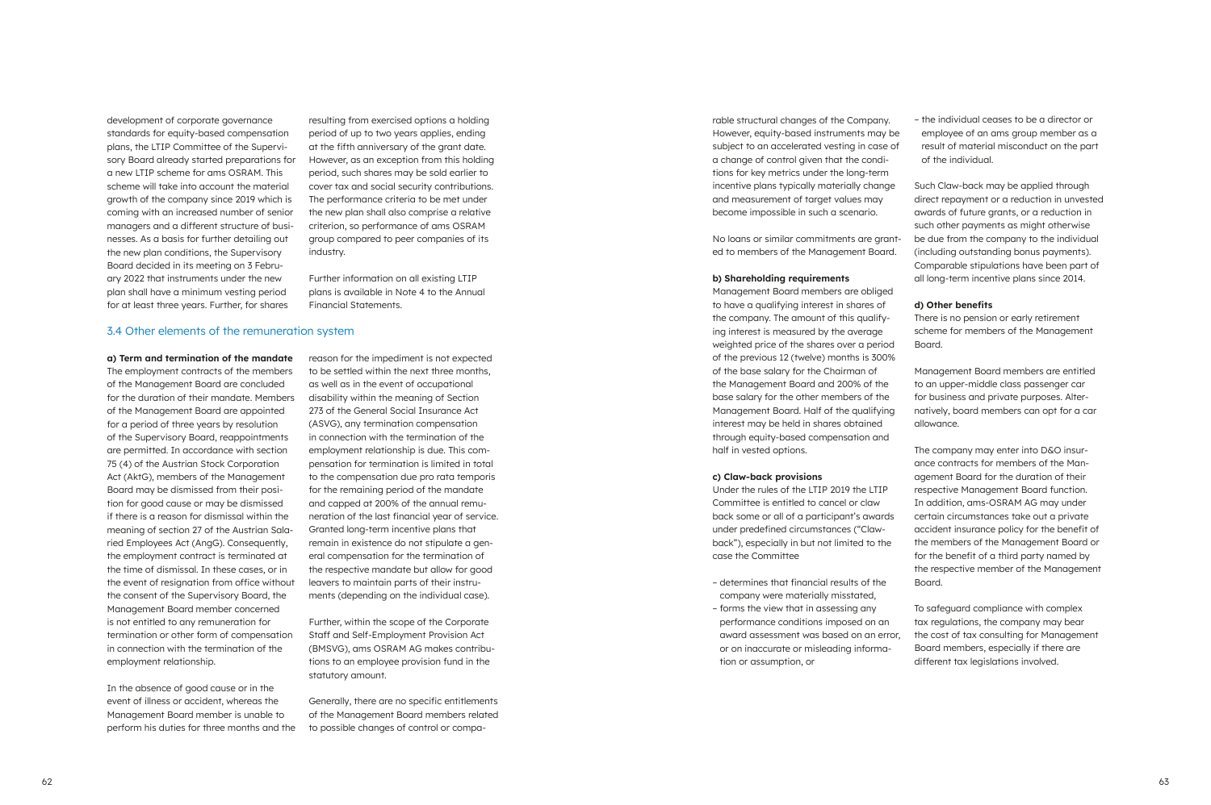development of corporate governance standards for equity-based compensation plans, the LTIP Committee of the Supervisory Board already started preparations for a new LTIP scheme for ams OSRAM. This scheme will take into account the material growth of the company since 2019 which is coming with an increased number of senior managers and a different structure of businesses. As a basis for further detailing out the new plan conditions, the Supervisory Board decided in its meeting on 3 February 2022 that instruments under the new plan shall have a minimum vesting period for at least three years. Further, for shares resulting from exercised options a holding period of up to two years applies, ending at the fifth anniversary of the grant date. However, as an exception from this holding period, such shares may be sold earlier to cover tax and social security contributions. The performance criteria to be met under the new plan shall also comprise a relative criterion, so performance of ams OSRAM group compared to peer companies of its industry.

Further information on all existing LTIP plans is available in Note 4 to the Annual Financial Statements.

## 3.4 Other elements of the remuneration system

**a) Term and termination of the mandate**
The employment contracts of the members of the Management Board are concluded for the duration of their mandate. Members of the Management Board are appointed for a period of three years by resolution of the Supervisory Board, reappointments are permitted. In accordance with section 75 (4) of the Austrian Stock Corporation Act (AktG), members of the Management Board may be dismissed from their position for good cause or may be dismissed if there is a reason for dismissal within the meaning of section 27 of the Austrian Salaried Employees Act (AngG). Consequently, the employment contract is terminated at the time of dismissal. In these cases, or in the event of resignation from office without the consent of the Supervisory Board, the Management Board member concerned is not entitled to any remuneration for termination or other form of compensation in connection with the termination of the employment relationship.

In the absence of good cause or in the event of illness or accident, whereas the Management Board member is unable to perform his duties for three months and the reason for the impediment is not expected to be settled within the next three months, as well as in the event of occupational disability within the meaning of Section 273 of the General Social Insurance Act (ASVG), any termination compensation in connection with the termination of the employment relationship is due. This compensation for termination is limited in total to the compensation due pro rata temporis for the remaining period of the mandate and capped at 200% of the annual remuneration of the last financial year of service. Granted long-term incentive plans that remain in existence do not stipulate a general compensation for the termination of the respective mandate but allow for good leavers to maintain parts of their instruments (depending on the individual case).

Further, within the scope of the Corporate Staff and Self-Employment Provision Act (BMSVG), ams OSRAM AG makes contributions to an employee provision fund in the statutory amount.

Generally, there are no specific entitlements of the Management Board members related to possible changes of control or comparable structural changes of the Company. However, equity-based instruments may be subject to an accelerated vesting in case of a change of control given that the conditions for key metrics under the long-term incentive plans typically materially change and measurement of target values may become impossible in such a scenario.

No loans or similar commitments are granted to members of the Management Board.

**b) Shareholding requirements**
Management Board members are obliged to have a qualifying interest in shares of the company. The amount of this qualifying interest is measured by the average weighted price of the shares over a period of the previous 12 (twelve) months is 300% of the base salary for the Chairman of the Management Board and 200% of the base salary for the other members of the Management Board. Half of the qualifying interest may be held in shares obtained through equity-based compensation and half in vested options.

**c) Claw-back provisions**
Under the rules of the LTIP 2019 the LTIP Committee is entitled to cancel or claw back some or all of a participant's awards under predefined circumstances ("Claw-back"), especially in but not limited to the case the Committee

- determines that financial results of the company were materially misstated,
- forms the view that in assessing any performance conditions imposed on an award assessment was based on an error, or on inaccurate or misleading information or assumption, or
- the individual ceases to be a director or employee of an ams group member as a result of material misconduct on the part of the individual.

Such Claw-back may be applied through direct repayment or a reduction in unvested awards of future grants, or a reduction in such other payments as might otherwise be due from the company to the individual (including outstanding bonus payments). Comparable stipulations have been part of all long-term incentive plans since 2014.

**d) Other benefits**
There is no pension or early retirement scheme for members of the Management Board.

Management Board members are entitled to an upper-middle class passenger car for business and private purposes. Alternatively, board members can opt for a car allowance.

The company may enter into D&O insurance contracts for members of the Management Board for the duration of their respective Management Board function. In addition, ams-OSRAM AG may under certain circumstances take out a private accident insurance policy for the benefit of the members of the Management Board or for the benefit of a third party named by the respective member of the Management Board.

To safeguard compliance with complex tax regulations, the company may bear the cost of tax consulting for Management Board members, especially if there are different tax legislations involved.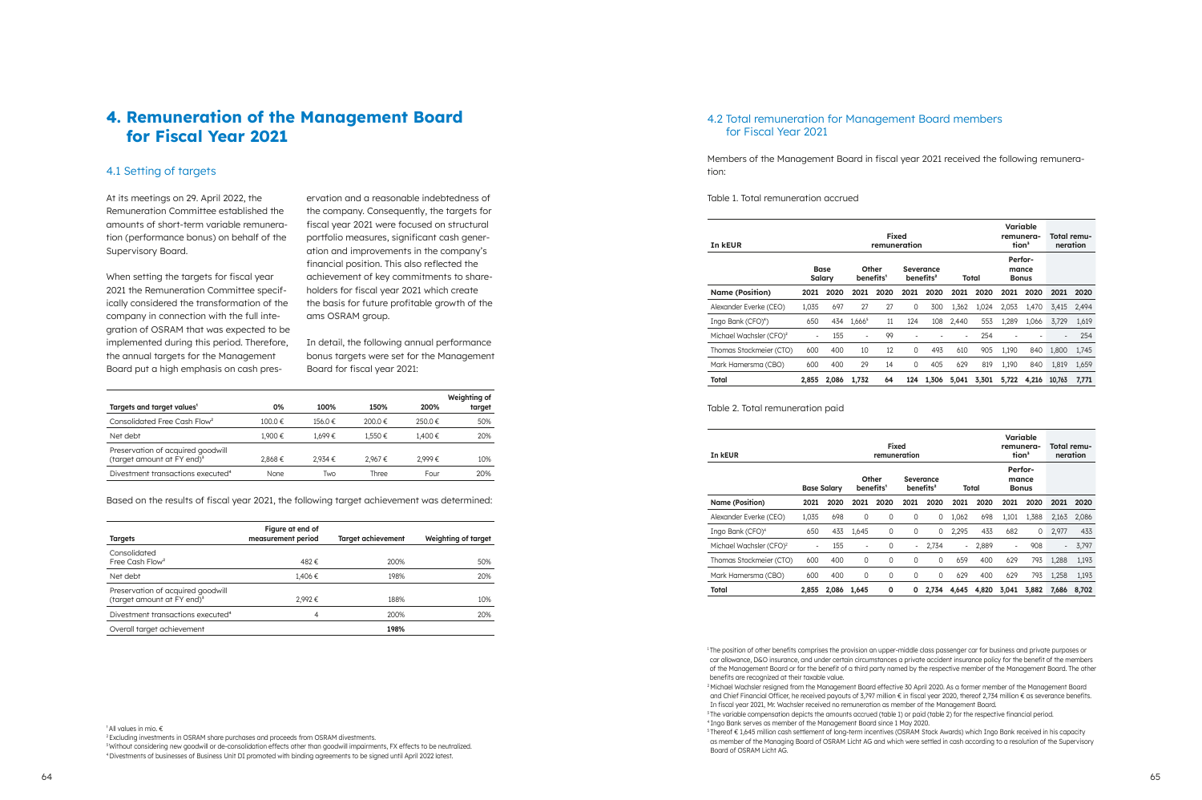# 4. Remuneration of the Management Board for Fiscal Year 2021

## 4.1 Setting of targets

At its meetings on 29. April 2022, the Remuneration Committee established the amounts of short-term variable remuneration (performance bonus) on behalf of the Supervisory Board.

When setting the targets for fiscal year 2021 the Remuneration Committee specifically considered the transformation of the company in connection with the full integration of OSRAM that was expected to be implemented during this period. Therefore, the annual targets for the Management Board put a high emphasis on cash preservation and a reasonable indebtedness of the company. Consequently, the targets for fiscal year 2021 were focused on structural portfolio measures, significant cash generation and improvements in the company's financial position. This also reflected the achievement of key commitments to shareholders for fiscal year 2021 which create the basis for future profitable growth of the ams OSRAM group.

In detail, the following annual performance bonus targets were set for the Management Board for fiscal year 2021:

| Targets and target values[1] | 0% | 100% | 150% | 200% | Weighting of target |
|---|---|---|---|---|---|
| Consolidated Free Cash Flow[2] | 100.0 € | 156.0 € | 200.0 € | 250.0 € | 50% |
| Net debt | 1,900 € | 1,699 € | 1,550 € | 1,400 € | 20% |
| Preservation of acquired goodwill (target amount at FY end)[3] | 2,868 € | 2,934 € | 2,967 € | 2,999 € | 10% |
| Divestment transactions executed[4] | None | Two | Three | Four | 20% |

Based on the results of fiscal year 2021, the following target achievement was determined:

| Targets | Figure at end of measurement period | Target achievement | Weighting of target |
|---|---|---|---|
| Consolidated Free Cash Flow[2] | 482 € | 200% | 50% |
| Net debt | 1,406 € | 198% | 20% |
| Preservation of acquired goodwill (target amount at FY end)[3] | 2,992 € | 188% | 10% |
| Divestment transactions executed[4] | 4 | 200% | 20% |
| Overall target achievement | | **198%** | |

[1] All values in mio. €
[2] Excluding investments in OSRAM share purchases and proceeds from OSRAM divestments.
[3] Without considering new goodwill or de-consolidation effects other than goodwill impairments, FX effects to be neutralized.
[4] Divestments of businesses of Business Unit DI promoted with binding agreements to be signed until April 2022 latest.

## 4.2 Total remuneration for Management Board members for Fiscal Year 2021

Members of the Management Board in fiscal year 2021 received the following remuneration:

Table 1. Total remuneration accrued

| In kEUR | Fixed remuneration | | | | | | | | Variable remuneration[3] | | Total remuneration | |
|---|---|---|---|---|---|---|---|---|---|---|---|---|
| | Base Salary | | Other benefits[1] | | Severance benefits[2] | | Total | | Performance Bonus | | | |
| Name (Position) | 2021 | 2020 | 2021 | 2020 | 2021 | 2020 | 2021 | 2020 | 2021 | 2020 | 2021 | 2020 |
| Alexander Everke (CEO) | 1,035 | 697 | 27 | 27 | 0 | 300 | 1,362 | 1,024 | 2,053 | 1,470 | 3,415 | 2,494 |
| Ingo Bank (CFO[4]) | 650 | 434 | 1,666[5] | 11 | 124 | 108 | 2,440 | 553 | 1,289 | 1,066 | 3,729 | 1,619 |
| Michael Wachsler (CFO)[2] | - | 155 | - | 99 | - | - | - | 254 | - | - | - | 254 |
| Thomas Stockmeier (CTO) | 600 | 400 | 10 | 12 | 0 | 493 | 610 | 905 | 1,190 | 840 | 1,800 | 1,745 |
| Mark Hamersma (CBO) | 600 | 400 | 29 | 14 | 0 | 405 | 629 | 819 | 1,190 | 840 | 1,819 | 1,659 |
| **Total** | **2,855** | **2,086** | **1,732** | **64** | **124** | **1,306** | **5,041** | **3,301** | **5,722** | **4,216** | **10,763** | **7,771** |

Table 2. Total remuneration paid

| In kEUR | Fixed remuneration | | | | | | | | Variable remuneration[3] | | Total remuneration | |
|---|---|---|---|---|---|---|---|---|---|---|---|---|
| | Base Salary | | Other benefits[1] | | Severance benefits[2] | | Total | | Performance Bonus | | | |
| Name (Position) | 2021 | 2020 | 2021 | 2020 | 2021 | 2020 | 2021 | 2020 | 2021 | 2020 | 2021 | 2020 |
| Alexander Everke (CEO) | 1,035 | 698 | 0 | 0 | 0 | 0 | 1,062 | 698 | 1,101 | 1,388 | 2,163 | 2,086 |
| Ingo Bank (CFO)[4] | 650 | 433 | 1,645 | 0 | 0 | 0 | 2,295 | 433 | 682 | 0 | 2,977 | 433 |
| Michael Wachsler (CFO)[2] | - | 155 | - | 0 | - | 2,734 | - | 2,889 | - | 908 | - | 3,797 |
| Thomas Stockmeier (CTO) | 600 | 400 | 0 | 0 | 0 | 0 | 659 | 400 | 629 | 793 | 1,288 | 1,193 |
| Mark Hamersma (CBO) | 600 | 400 | 0 | 0 | 0 | 0 | 629 | 400 | 629 | 793 | 1,258 | 1,193 |
| **Total** | **2,855** | **2,086** | **1,645** | **0** | **0** | **2,734** | **4,645** | **4,820** | **3,041** | **3,882** | **7,686** | **8,702** |

[1] The position of other benefits comprises the provision an upper-middle class passenger car for business and private purposes or car allowance, D&O insurance, and under certain circumstances a private accident insurance policy for the benefit of the members of the Management Board or for the benefit of a third party named by the respective member of the Management Board. The other benefits are recognized at their taxable value.
[2] Michael Wachsler resigned from the Management Board effective 30 April 2020. As a former member of the Management Board and Chief Financial Officer, he received payouts of 3,797 million € in fiscal year 2020, thereof 2,734 million € as severance benefits. In fiscal year 2021, Mr. Wachsler received no remuneration as member of the Management Board.
[3] The variable compensation depicts the amounts accrued (table 1) or paid (table 2) for the respective financial period.
[4] Ingo Bank serves as member of the Management Board since 1 May 2020.
[5] Thereof € 1,645 million cash settlement of long-term incentives (OSRAM Stock Awards) which Ingo Bank received in his capacity as member of the Managing Board of OSRAM Licht AG and which were settled in cash according to a resolution of the Supervisory Board of OSRAM Licht AG.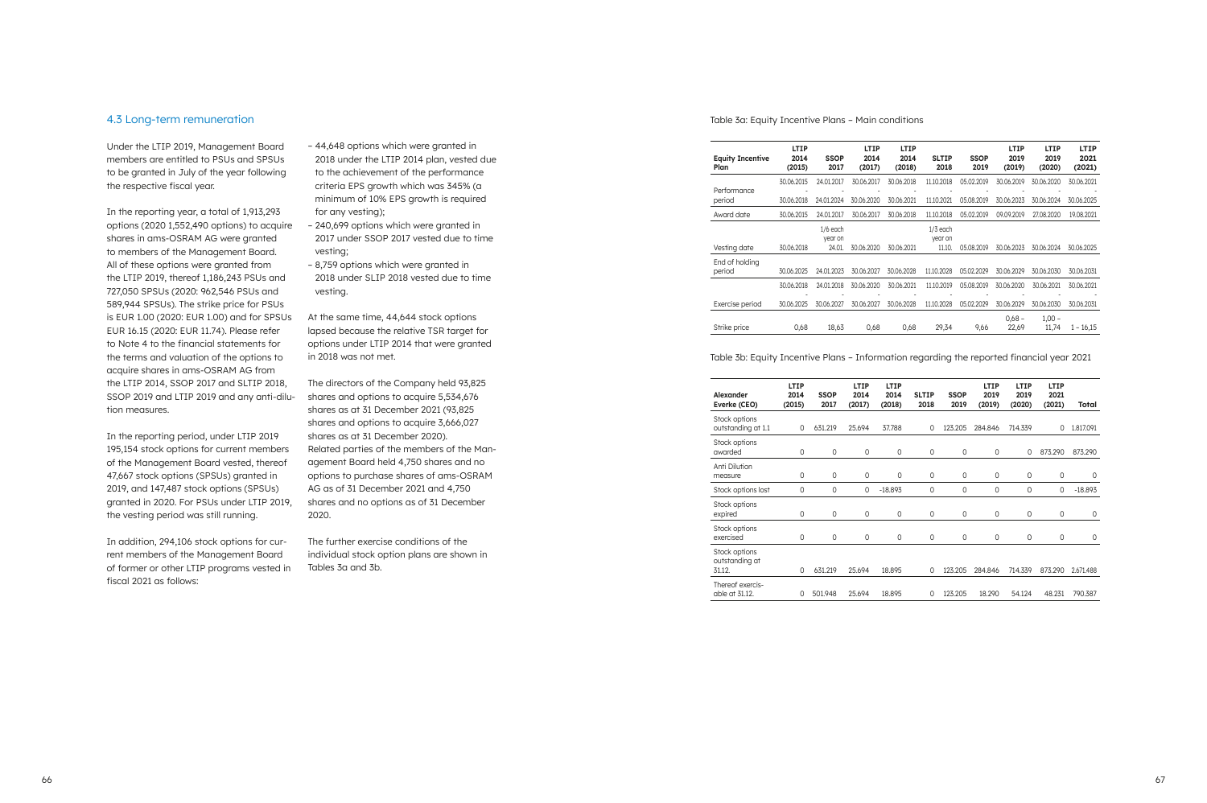## 4.3 Long-term remuneration

Under the LTIP 2019, Management Board members are entitled to PSUs and SPSUs to be granted in July of the year following the respective fiscal year.

In the reporting year, a total of 1,913,293 options (2020 1,552,490 options) to acquire shares in ams-OSRAM AG were granted to members of the Management Board. All of these options were granted from the LTIP 2019, thereof 1,186,243 PSUs and 727,050 SPSUs (2020: 962,546 PSUs and 589,944 SPSUs). The strike price for PSUs is EUR 1.00 (2020: EUR 1.00) and for SPSUs EUR 16.15 (2020: EUR 11.74). Please refer to Note 4 to the financial statements for the terms and valuation of the options to acquire shares in ams-OSRAM AG from the LTIP 2014, SSOP 2017 and SLTIP 2018, SSOP 2019 and LTIP 2019 and any anti-dilution measures.

In the reporting period, under LTIP 2019 195,154 stock options for current members of the Management Board vested, thereof 47,667 stock options (SPSUs) granted in 2019, and 147,487 stock options (SPSUs) granted in 2020. For PSUs under LTIP 2019, the vesting period was still running.

In addition, 294,106 stock options for current members of the Management Board of former or other LTIP programs vested in fiscal 2021 as follows:

- 44,648 options which were granted in 2018 under the LTIP 2014 plan, vested due to the achievement of the performance criteria EPS growth which was 345% (a minimum of 10% EPS growth is required for any vesting);
- 240,699 options which were granted in 2017 under SSOP 2017 vested due to time vesting;
- 8,759 options which were granted in 2018 under SLIP 2018 vested due to time vesting.

At the same time, 44,644 stock options lapsed because the relative TSR target for options under LTIP 2014 that were granted in 2018 was not met.

The directors of the Company held 93,825 shares and options to acquire 5,534,676 shares as at 31 December 2021 (93,825 shares and options to acquire 3,666,027 shares as at 31 December 2020).
Related parties of the members of the Management Board held 4,750 shares and no options to purchase shares of ams-OSRAM AG as of 31 December 2021 and 4,750 shares and no options as of 31 December 2020.

The further exercise conditions of the individual stock option plans are shown in Tables 3a and 3b.

Table 3a: Equity Incentive Plans – Main conditions

| Equity Incentive Plan | LTIP 2014 (2015) | SSOP 2017 | LTIP 2014 (2017) | LTIP 2014 (2018) | SLTIP 2018 | SSOP 2019 | LTIP 2019 (2019) | LTIP 2019 (2020) | LTIP 2021 (2021) |
|---|---|---|---|---|---|---|---|---|---|
| Performance period | 30.06.2015 - 30.06.2018 | 24.01.2017 - 24.01.2024 | 30.06.2017 - 30.06.2020 | 30.06.2018 - 30.06.2021 | 11.10.2018 - 11.10.2021 | 05.02.2019 - 05.08.2019 | 30.06.2019 - 30.06.2023 | 30.06.2020 - 30.06.2024 | 30.06.2021 - 30.06.2025 |
| Award date | 30.06.2015 | 24.01.2017 | 30.06.2017 | 30.06.2018 | 11.10.2018 | 05.02.2019 | 09.09.2019 | 27.08.2020 | 19.08.2021 |
| Vesting date | 30.06.2018 | 1/6 each year on 24.01. | 30.06.2020 | 30.06.2021 | 1/3 each year on 11.10. | 05.08.2019 | 30.06.2023 | 30.06.2024 | 30.06.2025 |
| End of holding period | 30.06.2025 | 24.01.2023 | 30.06.2027 | 30.06.2028 | 11.10.2028 | 05.02.2029 | 30.06.2029 | 30.06.2030 | 30.06.2031 |
| Exercise period | 30.06.2018 - 30.06.2025 | 24.01.2018 - 30.06.2027 | 30.06.2020 - 30.06.2027 | 30.06.2021 - 30.06.2028 | 11.10.2019 - 11.10.2028 | 05.08.2019 - 05.02.2029 | 30.06.2020 - 30.06.2029 | 30.06.2021 - 30.06.2030 | 30.06.2021 - 30.06.2031 |
| Strike price | 0,68 | 18,63 | 0,68 | 0,68 | 29,34 | 9,66 | 0,68 – 22,69 | 1,00 – 11,74 | 1 – 16,15 |

Table 3b: Equity Incentive Plans – Information regarding the reported financial year 2021

| Alexander Everke (CEO) | LTIP 2014 (2015) | SSOP 2017 | LTIP 2014 (2017) | LTIP 2014 (2018) | SLTIP 2018 | SSOP 2019 | LTIP 2019 (2019) | LTIP 2019 (2020) | LTIP 2021 (2021) | Total |
|---|---|---|---|---|---|---|---|---|---|---|
| Stock options outstanding at 1.1 | 0 | 631.219 | 25.694 | 37.788 | 0 | 123.205 | 284.846 | 714.339 | 0 | 1.817.091 |
| Stock options awarded | 0 | 0 | 0 | 0 | 0 | 0 | 0 | 0 | 873.290 | 873.290 |
| Anti Dilution measure | 0 | 0 | 0 | 0 | 0 | 0 | 0 | 0 | 0 | 0 |
| Stock options lost | 0 | 0 | 0 | -18.893 | 0 | 0 | 0 | 0 | 0 | -18.893 |
| Stock options expired | 0 | 0 | 0 | 0 | 0 | 0 | 0 | 0 | 0 | 0 |
| Stock options exercised | 0 | 0 | 0 | 0 | 0 | 0 | 0 | 0 | 0 | 0 |
| Stock options outstanding at 31.12. | 0 | 631.219 | 25.694 | 18.895 | 0 | 123.205 | 284.846 | 714.339 | 873.290 | 2.671.488 |
| Thereof exercisable at 31.12. | 0 | 501.948 | 25.694 | 18.895 | 0 | 123.205 | 18.290 | 54.124 | 48.231 | 790.387 |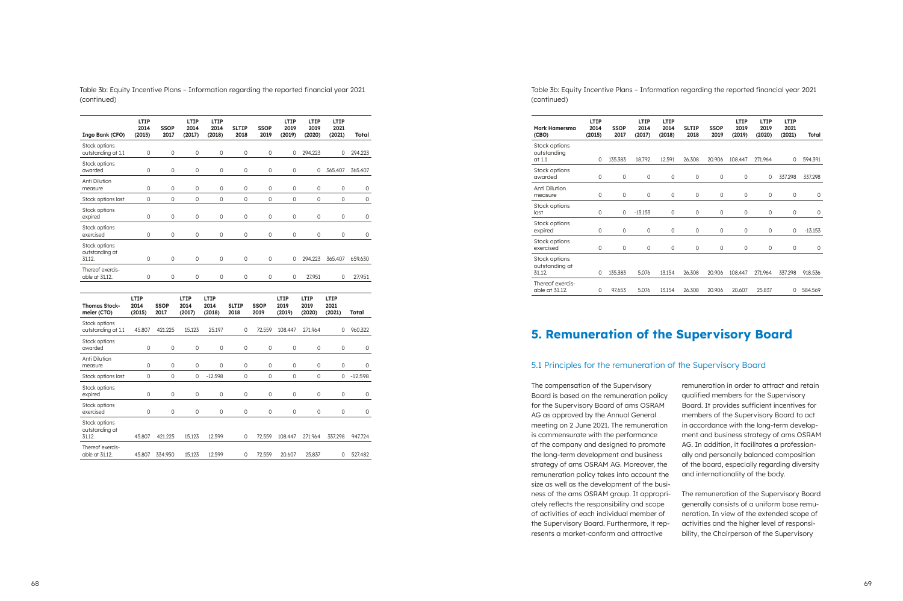Table 3b: Equity Incentive Plans – Information regarding the reported financial year 2021 (continued)

| Ingo Bank (CFO) | LTIP 2014 (2015) | SSOP 2017 | LTIP 2014 (2017) | LTIP 2014 (2018) | SLTIP 2018 | SSOP 2019 | LTIP 2019 (2019) | LTIP 2019 (2020) | LTIP 2021 (2021) | Total |
|---|---|---|---|---|---|---|---|---|---|---|
| Stock options outstanding at 1.1 | 0 | 0 | 0 | 0 | 0 | 0 | 0 | 294.223 | 0 | 294.223 |
| Stock options awarded | 0 | 0 | 0 | 0 | 0 | 0 | 0 | 0 | 365.407 | 365.407 |
| Anti Dilution measure | 0 | 0 | 0 | 0 | 0 | 0 | 0 | 0 | 0 | 0 |
| Stock options lost | 0 | 0 | 0 | 0 | 0 | 0 | 0 | 0 | 0 | 0 |
| Stock options expired | 0 | 0 | 0 | 0 | 0 | 0 | 0 | 0 | 0 | 0 |
| Stock options exercised | 0 | 0 | 0 | 0 | 0 | 0 | 0 | 0 | 0 | 0 |
| Stock options outstanding at 31.12. | 0 | 0 | 0 | 0 | 0 | 0 | 0 | 294.223 | 365.407 | 659.630 |
| Thereof exercisable at 31.12. | 0 | 0 | 0 | 0 | 0 | 0 | 0 | 27.951 | 0 | 27.951 |

| Thomas Stockmeier (CTO) | LTIP 2014 (2015) | SSOP 2017 | LTIP 2014 (2017) | LTIP 2014 (2018) | SLTIP 2018 | SSOP 2019 | LTIP 2019 (2019) | LTIP 2019 (2020) | LTIP 2021 (2021) | Total |
|---|---|---|---|---|---|---|---|---|---|---|
| Stock options outstanding at 1.1 | 45.807 | 421.225 | 15.123 | 25.197 | 0 | 72.559 | 108.447 | 271.964 | 0 | 960.322 |
| Stock options awarded | 0 | 0 | 0 | 0 | 0 | 0 | 0 | 0 | 0 | 0 |
| Anti Dilution measure | 0 | 0 | 0 | 0 | 0 | 0 | 0 | 0 | 0 | 0 |
| Stock options lost | 0 | 0 | 0 | -12.598 | 0 | 0 | 0 | 0 | 0 | -12.598 |
| Stock options expired | 0 | 0 | 0 | 0 | 0 | 0 | 0 | 0 | 0 | 0 |
| Stock options exercised | 0 | 0 | 0 | 0 | 0 | 0 | 0 | 0 | 0 | 0 |
| Stock options outstanding at 31.12. | 45.807 | 421.225 | 15.123 | 12.599 | 0 | 72.559 | 108.447 | 271.964 | 337.298 | 947.724 |
| Thereof exercisable at 31.12. | 45.807 | 334.950 | 15.123 | 12.599 | 0 | 72.559 | 20.607 | 25.837 | 0 | 527.482 |

Table 3b: Equity Incentive Plans – Information regarding the reported financial year 2021 (continued)

| Mark Hamersma (CBO) | LTIP 2014 (2015) | SSOP 2017 | LTIP 2014 (2017) | LTIP 2014 (2018) | SLTIP 2018 | SSOP 2019 | LTIP 2019 (2019) | LTIP 2019 (2020) | LTIP 2021 (2021) | Total |
|---|---|---|---|---|---|---|---|---|---|---|
| Stock options outstanding at 1.1 | 0 | 135.383 | 18.792 | 12.591 | 26.308 | 20.906 | 108.447 | 271.964 | 0 | 594.391 |
| Stock options awarded | 0 | 0 | 0 | 0 | 0 | 0 | 0 | 0 | 337.298 | 337.298 |
| Anti Dilution measure | 0 | 0 | 0 | 0 | 0 | 0 | 0 | 0 | 0 | 0 |
| Stock options lost | 0 | 0 | -13.153 | 0 | 0 | 0 | 0 | 0 | 0 | 0 |
| Stock options expired | 0 | 0 | 0 | 0 | 0 | 0 | 0 | 0 | 0 | -13.153 |
| Stock options exercised | 0 | 0 | 0 | 0 | 0 | 0 | 0 | 0 | 0 | 0 |
| Stock options outstanding at 31.12. | 0 | 135.383 | 5.076 | 13.154 | 26.308 | 20.906 | 108.447 | 271.964 | 337.298 | 918.536 |
| Thereof exercisable at 31.12. | 0 | 97.653 | 5.076 | 13.154 | 26.308 | 20.906 | 20.607 | 25.837 | 0 | 584.569 |

# 5. Remuneration of the Supervisory Board

## 5.1 Principles for the remuneration of the Supervisory Board

The compensation of the Supervisory Board is based on the remuneration policy for the Supervisory Board of ams OSRAM AG as approved by the Annual General meeting on 2 June 2021. The remuneration is commensurate with the performance of the company and designed to promote the long-term development and business strategy of ams OSRAM AG. Moreover, the remuneration policy takes into account the size as well as the development of the business of the ams OSRAM group. It appropriately reflects the responsibility and scope of activities of each individual member of the Supervisory Board. Furthermore, it represents a market-conform and attractive remuneration in order to attract and retain qualified members for the Supervisory Board. It provides sufficient incentives for members of the Supervisory Board to act in accordance with the long-term development and business strategy of ams OSRAM AG. In addition, it facilitates a professionally and personally balanced composition of the board, especially regarding diversity and internationality of the body.

The remuneration of the Supervisory Board generally consists of a uniform base remuneration. In view of the extended scope of activities and the higher level of responsibility, the Chairperson of the Supervisory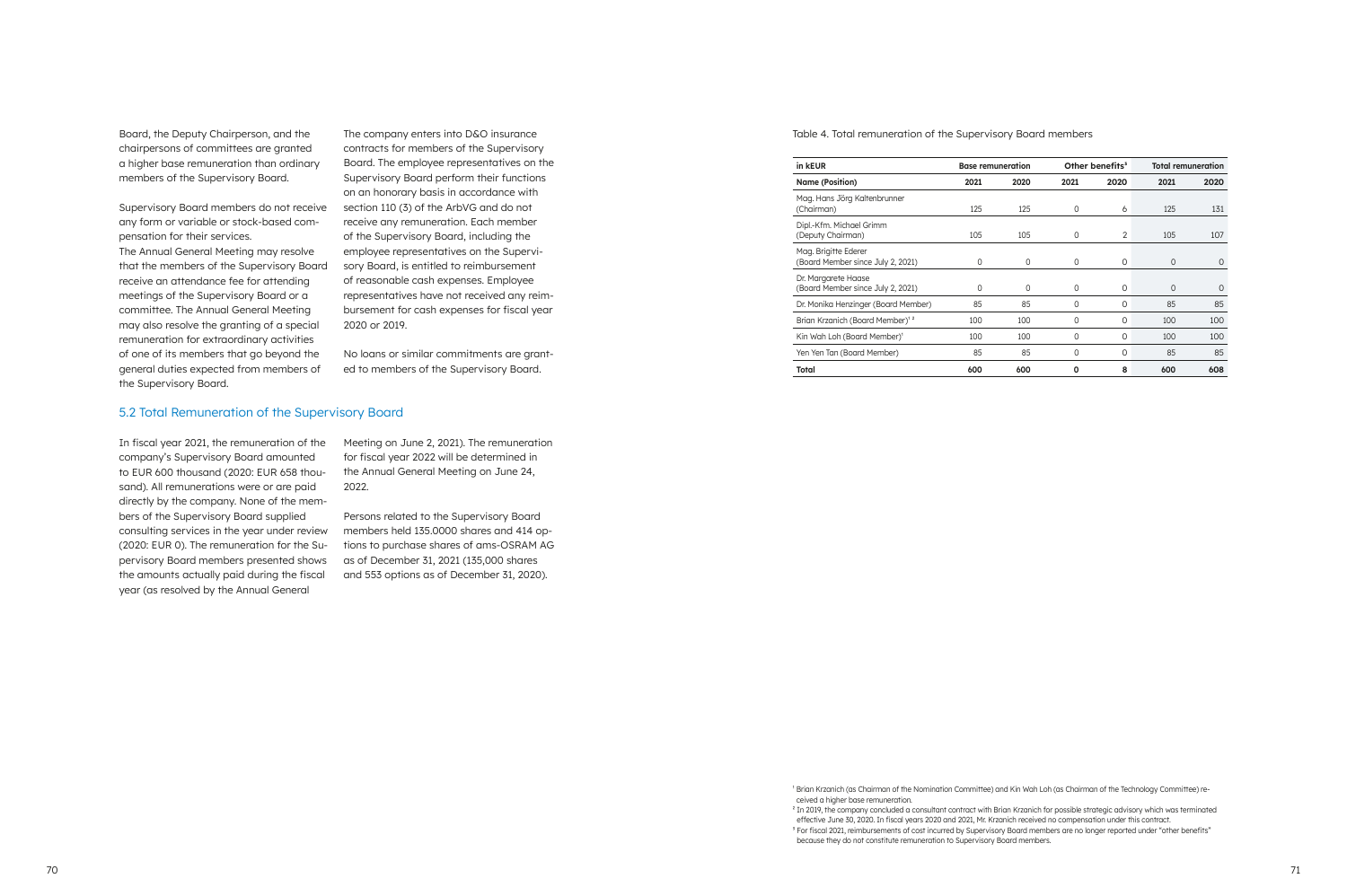Board, the Deputy Chairperson, and the chairpersons of committees are granted a higher base remuneration than ordinary members of the Supervisory Board.

Supervisory Board members do not receive any form or variable or stock-based compensation for their services.
The Annual General Meeting may resolve that the members of the Supervisory Board receive an attendance fee for attending meetings of the Supervisory Board or a committee. The Annual General Meeting may also resolve the granting of a special remuneration for extraordinary activities of one of its members that go beyond the general duties expected from members of the Supervisory Board.

The company enters into D&O insurance contracts for members of the Supervisory Board. The employee representatives on the Supervisory Board perform their functions on an honorary basis in accordance with section 110 (3) of the ArbVG and do not receive any remuneration. Each member of the Supervisory Board, including the employee representatives on the Supervisory Board, is entitled to reimbursement of reasonable cash expenses. Employee representatives have not received any reimbursement for cash expenses for fiscal year 2020 or 2019.

No loans or similar commitments are granted to members of the Supervisory Board.

## 5.2 Total Remuneration of the Supervisory Board

In fiscal year 2021, the remuneration of the company's Supervisory Board amounted to EUR 600 thousand (2020: EUR 658 thousand). All remunerations were or are paid directly by the company. None of the members of the Supervisory Board supplied consulting services in the year under review (2020: EUR 0). The remuneration for the Supervisory Board members presented shows the amounts actually paid during the fiscal year (as resolved by the Annual General Meeting on June 2, 2021). The remuneration for fiscal year 2022 will be determined in the Annual General Meeting on June 24, 2022.

Persons related to the Supervisory Board members held 135.0000 shares and 414 options to purchase shares of ams-OSRAM AG as of December 31, 2021 (135,000 shares and 553 options as of December 31, 2020).

Table 4. Total remuneration of the Supervisory Board members

| in kEUR | Base remuneration | | Other benefits[3] | | Total remuneration | |
|---|---|---|---|---|---|---|
| Name (Position) | 2021 | 2020 | 2021 | 2020 | 2021 | 2020 |
| Mag. Hans Jörg Kaltenbrunner (Chairman) | 125 | 125 | 0 | 6 | 125 | 131 |
| Dipl.-Kfm. Michael Grimm (Deputy Chairman) | 105 | 105 | 0 | 2 | 105 | 107 |
| Mag. Brigitte Ederer (Board Member since July 2, 2021) | 0 | 0 | 0 | 0 | 0 | 0 |
| Dr. Margarete Haase (Board Member since July 2, 2021) | 0 | 0 | 0 | 0 | 0 | 0 |
| Dr. Monika Henzinger (Board Member) | 85 | 85 | 0 | 0 | 85 | 85 |
| Brian Krzanich (Board Member)[1 2] | 100 | 100 | 0 | 0 | 100 | 100 |
| Kin Wah Loh (Board Member)[1] | 100 | 100 | 0 | 0 | 100 | 100 |
| Yen Yen Tan (Board Member) | 85 | 85 | 0 | 0 | 85 | 85 |
| **Total** | **600** | **600** | **0** | **8** | **600** | **608** |

[1] Brian Krzanich (as Chairman of the Nomination Committee) and Kin Wah Loh (as Chairman of the Technology Committee) received a higher base remuneration.
[2] In 2019, the company concluded a consultant contract with Brian Krzanich for possible strategic advisory which was terminated effective June 30, 2020. In fiscal years 2020 and 2021, Mr. Krzanich received no compensation under this contract.
[3] For fiscal 2021, reimbursements of cost incurred by Supervisory Board members are no longer reported under "other benefits" because they do not constitute remuneration to Supervisory Board members.